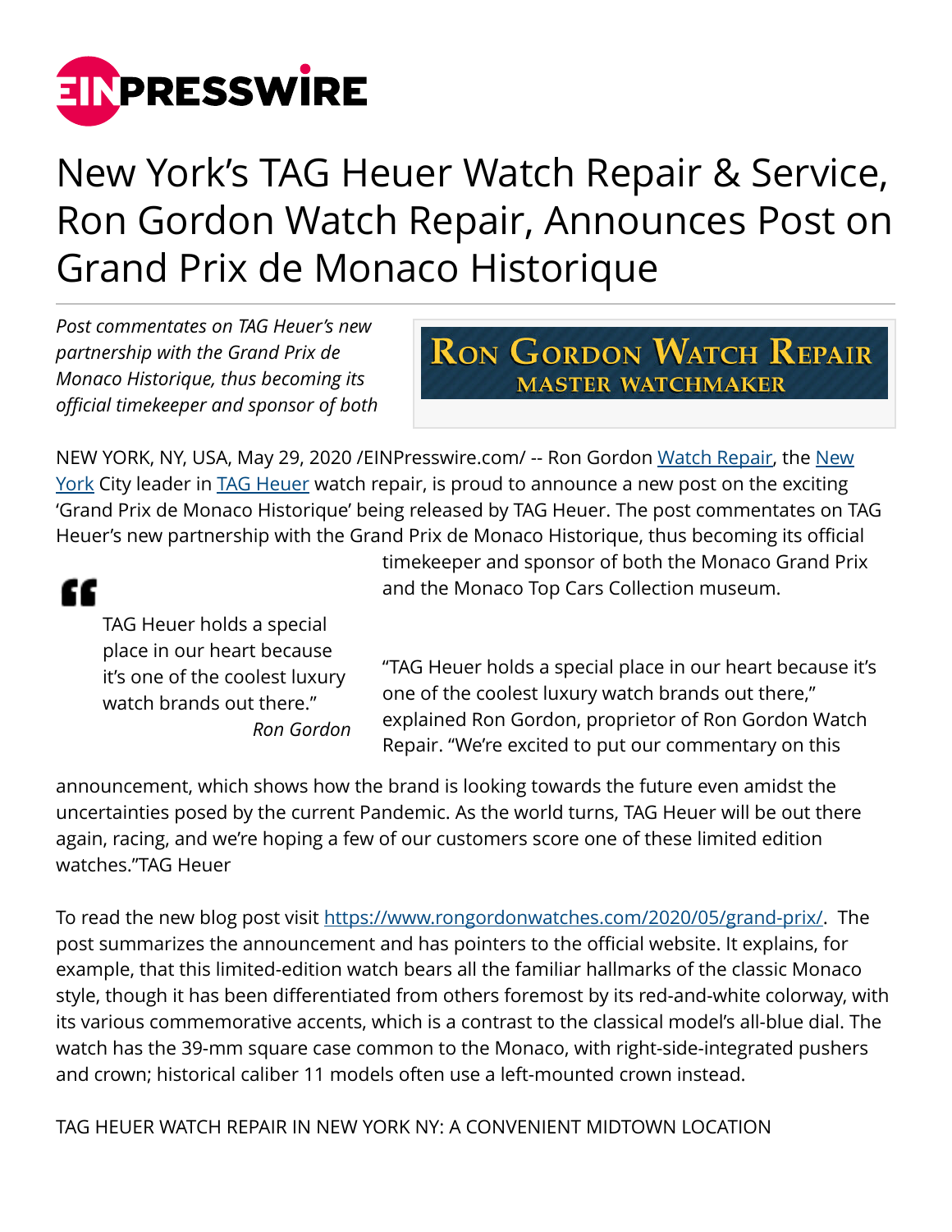# New York's TAG Heuer Watch Repair & Service, Ron Gordon Watch Repair, Announces Post on Grand Prix de Monaco Historique

*Post commentates on TAG Heuer's new partnership with the Grand Prix de Monaco Historique, thus becoming its official timekeeper and sponsor of both*

NEW YORK, NY, USA, May 29, 2020 /EINPresswire.com/ -- Ron Gordon Watch Repair, the New York City leader in TAG Heuer watch repair, is proud to announce a new post on the exciting 'Grand Prix de Monaco Historique' being released by TAG Heuer. The post commentates on TAG Heuer's new partnership with the Grand Prix de Monaco Historique, thus becoming its official timekeeper and sponsor of both the Monaco Grand Prix and the Monaco Top Cars Collection museum.

> TAG Heuer holds a special place in our heart because it's one of the coolest luxury watch brands out there."
>
> *Ron Gordon*

"TAG Heuer holds a special place in our heart because it's one of the coolest luxury watch brands out there," explained Ron Gordon, proprietor of Ron Gordon Watch Repair. "We're excited to put our commentary on this announcement, which shows how the brand is looking towards the future even amidst the uncertainties posed by the current Pandemic. As the world turns, TAG Heuer will be out there again, racing, and we're hoping a few of our customers score one of these limited edition watches."TAG Heuer

To read the new blog post visit https://www.rongordonwatches.com/2020/05/grand-prix/. The post summarizes the announcement and has pointers to the official website. It explains, for example, that this limited-edition watch bears all the familiar hallmarks of the classic Monaco style, though it has been differentiated from others foremost by its red-and-white colorway, with its various commemorative accents, which is a contrast to the classical model's all-blue dial. The watch has the 39-mm square case common to the Monaco, with right-side-integrated pushers and crown; historical caliber 11 models often use a left-mounted crown instead.

TAG HEUER WATCH REPAIR IN NEW YORK NY: A CONVENIENT MIDTOWN LOCATION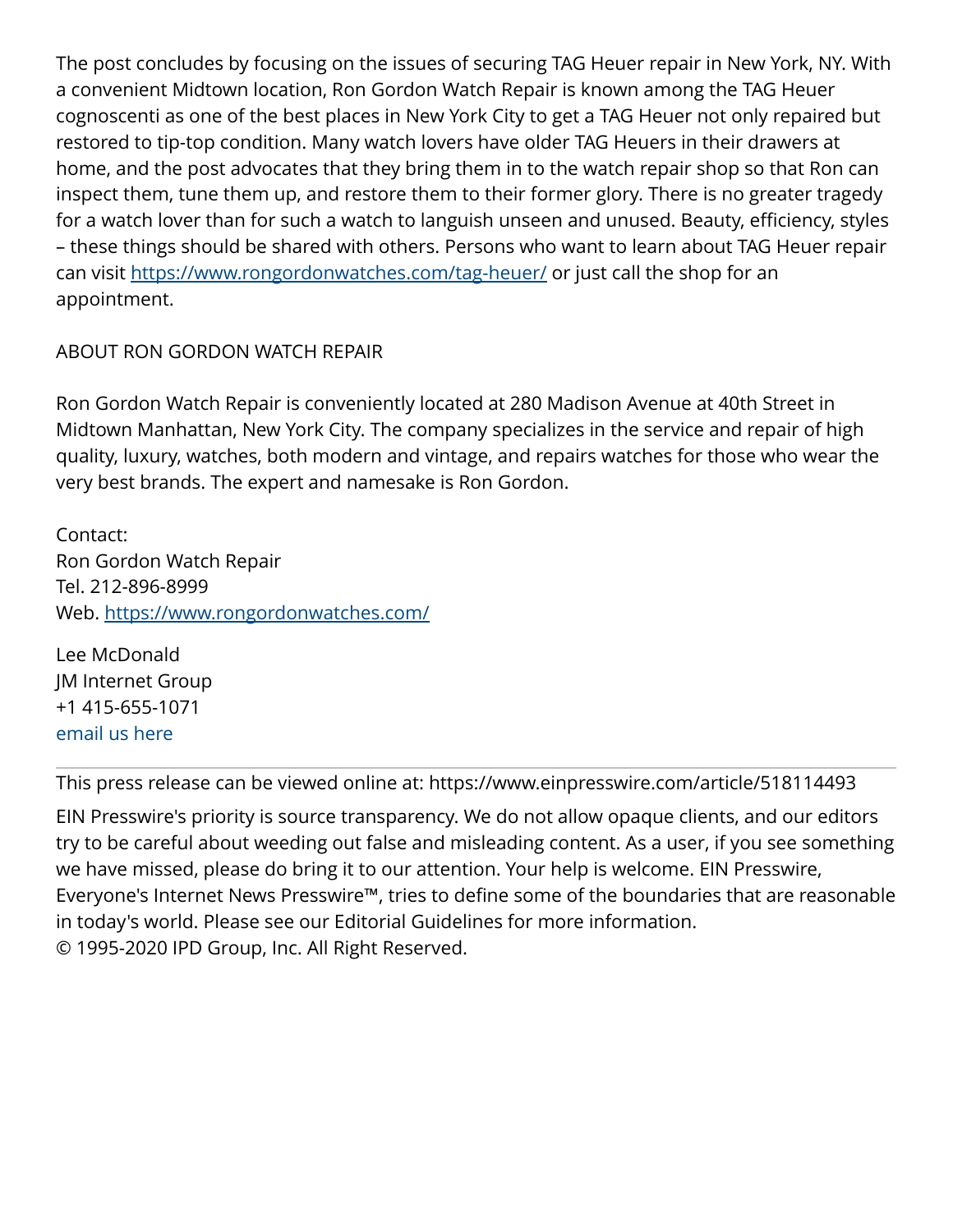The post concludes by focusing on the issues of securing TAG Heuer repair in New York, NY. With a convenient Midtown location, Ron Gordon Watch Repair is known among the TAG Heuer cognoscenti as one of the best places in New York City to get a TAG Heuer not only repaired but restored to tip-top condition. Many watch lovers have older TAG Heuers in their drawers at home, and the post advocates that they bring them in to the watch repair shop so that Ron can inspect them, tune them up, and restore them to their former glory. There is no greater tragedy for a watch lover than for such a watch to languish unseen and unused. Beauty, efficiency, styles – these things should be shared with others. Persons who want to learn about TAG Heuer repair can visit [https://www.rongordonwatches.com/tag-heuer/](https://www.rongordonwatches.com/tag-heuer/) or just call the shop for an appointment.

ABOUT RON GORDON WATCH REPAIR

Ron Gordon Watch Repair is conveniently located at 280 Madison Avenue at 40th Street in Midtown Manhattan, New York City. The company specializes in the service and repair of high quality, luxury, watches, both modern and vintage, and repairs watches for those who wear the very best brands. The expert and namesake is Ron Gordon.

Contact:
Ron Gordon Watch Repair
Tel. 212-896-8999
Web. [https://www.rongordonwatches.com/](https://www.rongordonwatches.com/)

Lee McDonald
JM Internet Group
+1 415-655-1071
email us here

---

This press release can be viewed online at: https://www.einpresswire.com/article/518114493

EIN Presswire's priority is source transparency. We do not allow opaque clients, and our editors try to be careful about weeding out false and misleading content. As a user, if you see something we have missed, please do bring it to our attention. Your help is welcome. EIN Presswire, Everyone's Internet News Presswire™, tries to define some of the boundaries that are reasonable in today's world. Please see our Editorial Guidelines for more information.
© 1995-2020 IPD Group, Inc. All Right Reserved.